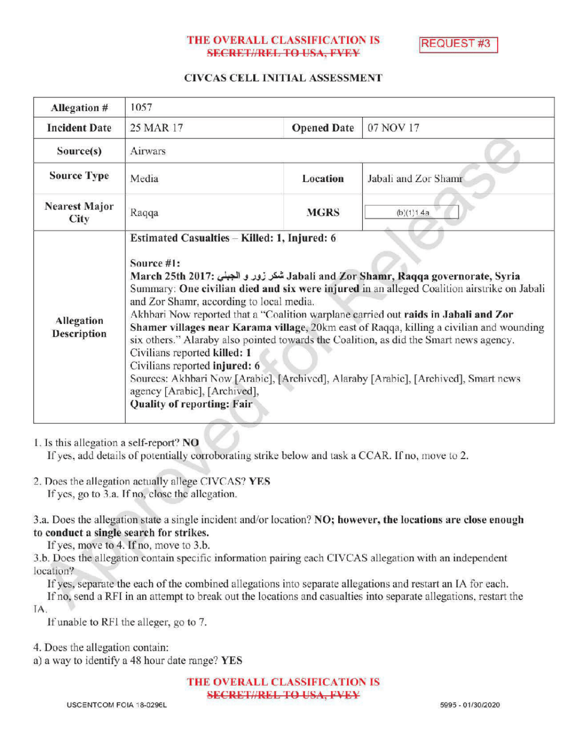THE OVERALL CLASSIFICATION IS ~~SECRET//REL TO USA, FVEY~~

REQUEST #3

## CIVCAS CELL INITIAL ASSESSMENT

| Allegation # | 1057 | | |
|---|---|---|---|
| Incident Date | 25 MAR 17 | Opened Date | 07 NOV 17 |
| Source(s) | Airwars | | |
| Source Type | Media | Location | Jabali and Zor Shamr |
| Nearest Major City | Raqqa | MGRS | (b)(1)1.4a |
| Allegation Description | **Estimated Casualties – Killed: 1, Injured: 6**<br><br>Source #1:<br>**March 25th 2017: شكر زور و الجبلي Jabali and Zor Shamr, Raqqa governorate, Syria**<br>Summary: **One civilian died and six were injured** in an alleged Coalition airstrike on Jabali and Zor Shamr, according to local media.<br>Akhbari Now reported that a "Coalition warplane carried out **raids in Jabali and Zor Shamer villages near Karama village**, 20km east of Raqqa, killing a civilian and wounding six others." Alaraby also pointed towards the Coalition, as did the Smart news agency.<br>Civilians reported **killed: 1**<br>Civilians reported **injured: 6**<br>Sources: Akhbari Now [Arabic], [Archived], Alaraby [Arabic], [Archived], Smart news agency [Arabic], [Archived],<br>**Quality of reporting: Fair** | | |

1. Is this allegation a self-report? **NO**
   If yes, add details of potentially corroborating strike below and task a CCAR. If no, move to 2.

2. Does the allegation actually allege CIVCAS? **YES**
   If yes, go to 3.a. If no, close the allegation.

3.a. Does the allegation state a single incident and/or location? **NO; however, the locations are close enough to conduct a single search for strikes.**
   If yes, move to 4. If no, move to 3.b.

3.b. Does the allegation contain specific information pairing each CIVCAS allegation with an independent location?
   If yes, separate the each of the combined allegations into separate allegations and restart an IA for each.
   If no, send a RFI in an attempt to break out the locations and casualties into separate allegations, restart the IA.
   If unable to RFI the alleger, go to 7.

4. Does the allegation contain:
a) a way to identify a 48 hour date range? **YES**

THE OVERALL CLASSIFICATION IS ~~SECRET//REL TO USA, FVEY~~

USCENTCOM FOIA 18-0296L

5995 - 01/30/2020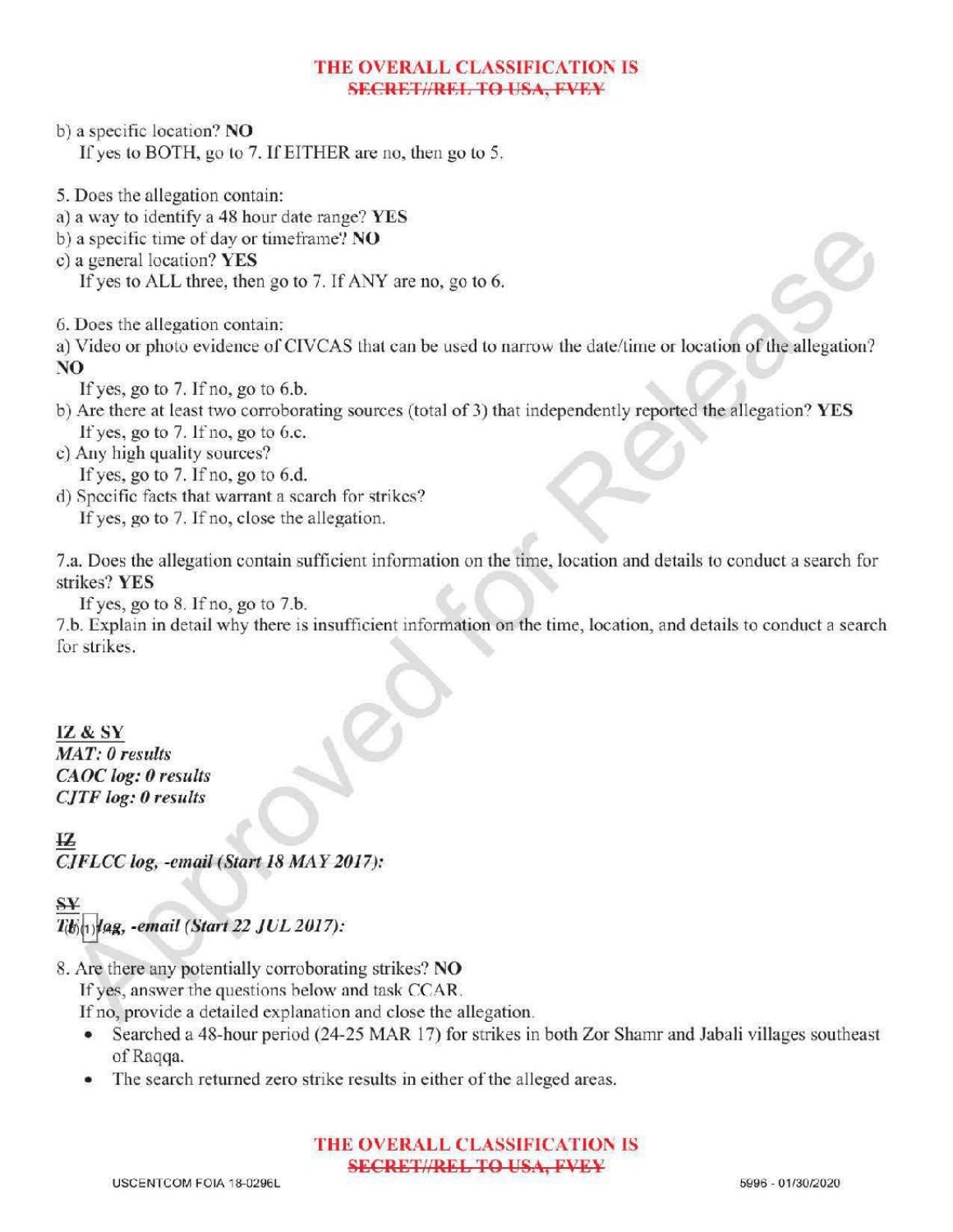**THE OVERALL CLASSIFICATION IS ~~SECRET//REL TO USA, FVEY~~**

b) a specific location? **NO**
   If yes to BOTH, go to 7. If EITHER are no, then go to 5.

5. Does the allegation contain:
a) a way to identify a 48 hour date range? **YES**
b) a specific time of day or timeframe? **NO**
c) a general location? **YES**
   If yes to ALL three, then go to 7. If ANY are no, go to 6.

6. Does the allegation contain:
a) Video or photo evidence of CIVCAS that can be used to narrow the date/time or location of the allegation? **NO**
   If yes, go to 7. If no, go to 6.b.
b) Are there at least two corroborating sources (total of 3) that independently reported the allegation? **YES**
   If yes, go to 7. If no, go to 6.c.
c) Any high quality sources?
   If yes, go to 7. If no, go to 6.d.
d) Specific facts that warrant a search for strikes?
   If yes, go to 7. If no, close the allegation.

7.a. Does the allegation contain sufficient information on the time, location and details to conduct a search for strikes? **YES**
   If yes, go to 8. If no, go to 7.b.
7.b. Explain in detail why there is insufficient information on the time, location, and details to conduct a search for strikes.

**IZ & SY**
***MAT: 0 results***
***CAOC log: 0 results***
***CJTF log: 0 results***

**~~IZ~~**
***CJFLCC log, -email (Start 18 MAY 2017):***

**~~SY~~**
***T(b)(1) log, -email (Start 22 JUL 2017):***

8. Are there any potentially corroborating strikes? **NO**
   If yes, answer the questions below and task CCAR.
   If no, provide a detailed explanation and close the allegation.
   - Searched a 48-hour period (24-25 MAR 17) for strikes in both Zor Shamr and Jabali villages southeast of Raqqa.
   - The search returned zero strike results in either of the alleged areas.

**THE OVERALL CLASSIFICATION IS ~~SECRET//REL TO USA, FVEY~~**

USCENTCOM FOIA 18-0296L

5996 - 01/30/2020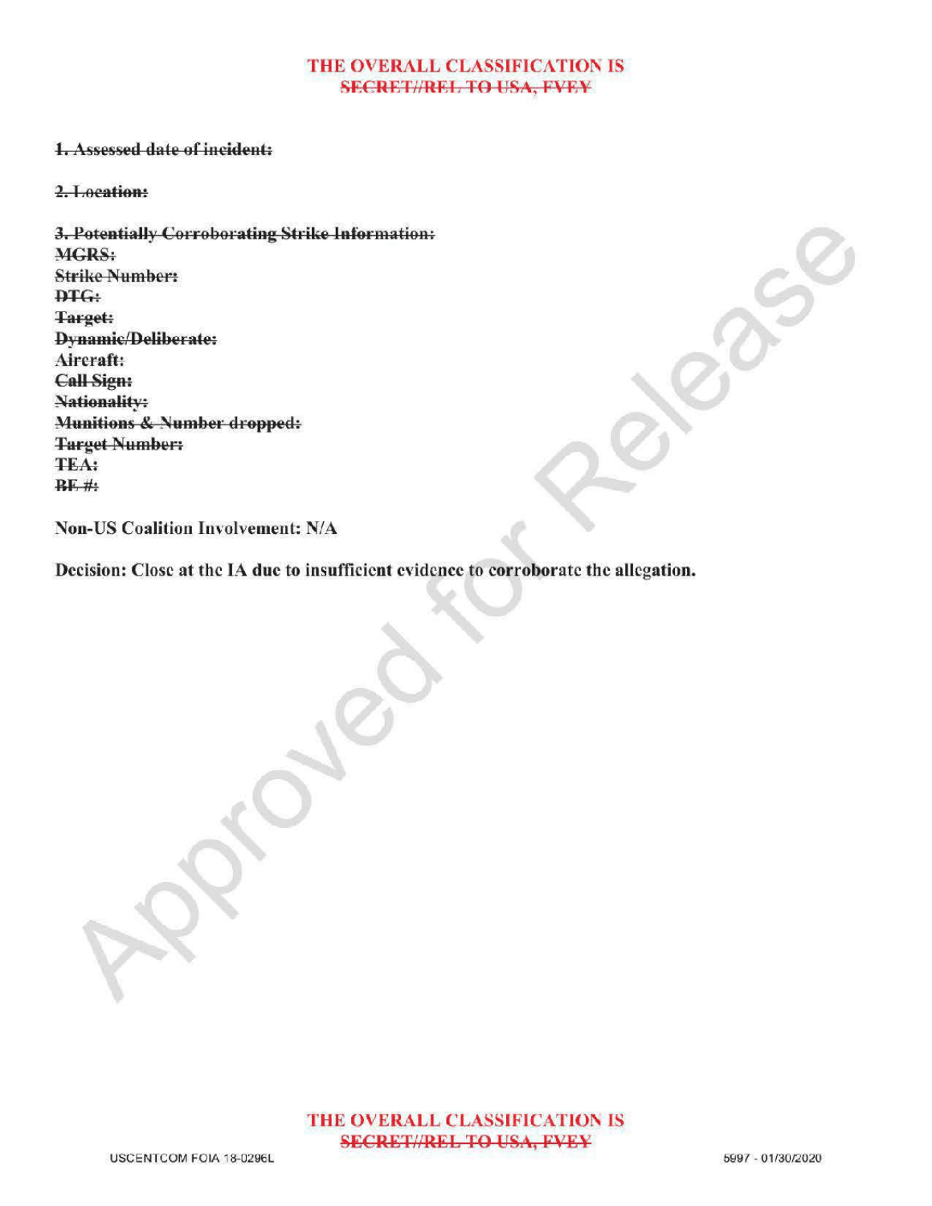**THE OVERALL CLASSIFICATION IS**
**~~SECRET//REL TO USA, FVEY~~**

**~~1. Assessed date of incident:~~**

**~~2. Location:~~**

**~~3. Potentially Corroborating Strike Information:~~**
**~~MGRS:~~**
**~~Strike Number:~~**
**~~DTG:~~**
**~~Target:~~**
**~~Dynamic/Deliberate:~~**
**Aircraft:**
**~~Call Sign:~~**
**~~Nationality:~~**
**~~Munitions & Number dropped:~~**
**~~Target Number:~~**
**~~TEA:~~**
**~~BE #:~~**

**Non-US Coalition Involvement: N/A**

**Decision: Close at the IA due to insufficient evidence to corroborate the allegation.**

**THE OVERALL CLASSIFICATION IS**
**~~SECRET//REL TO USA, FVEY~~**

USCENTCOM FOIA 18-0296L

5997 - 01/30/2020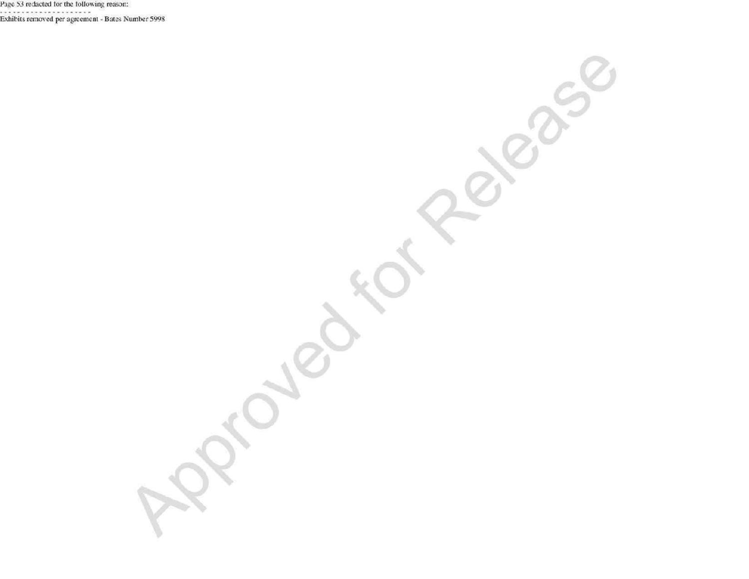Page 53 redacted for the following reason:

- - - - - - - - - - - - - - - - - - - -

Exhibits removed per agreement - Bates Number 5998